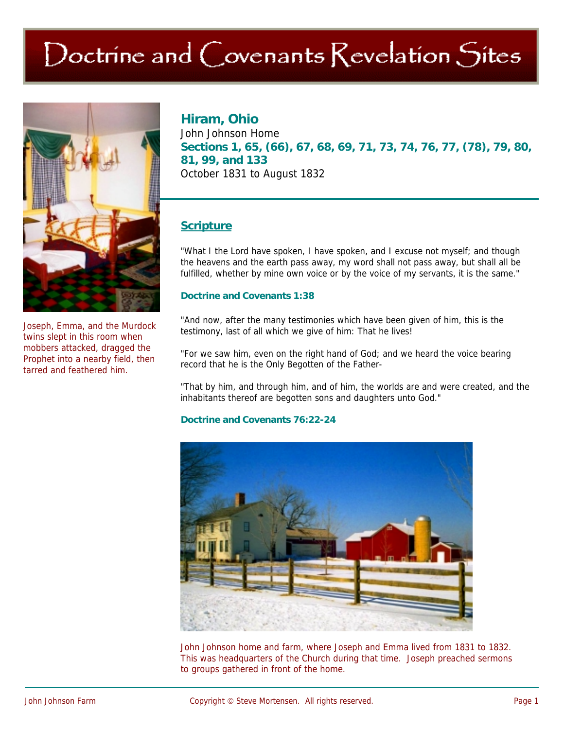# Doctrine and Covenants Revelation Sites

Joseph, Emma, and the Murdock twins slept in this room when mobbers attacked, dragged the Prophet into a nearby field, then tarred and feathered him.

## Hiram, Ohio

John Johnson Home

**Sections 1, 65, (66), 67, 68, 69, 71, 73, 74, 76, 77, (78), 79, 80, 81, 99, and 133**

October 1831 to August 1832

### Scripture

"What I the Lord have spoken, I have spoken, and I excuse not myself; and though the heavens and the earth pass away, my word shall not pass away, but shall all be fulfilled, whether by mine own voice or by the voice of my servants, it is the same."

**Doctrine and Covenants 1:38**

"And now, after the many testimonies which have been given of him, this is the testimony, last of all which we give of him: That he lives!

"For we saw him, even on the right hand of God; and we heard the voice bearing record that he is the Only Begotten of the Father-

"That by him, and through him, and of him, the worlds are and were created, and the inhabitants thereof are begotten sons and daughters unto God."

**Doctrine and Covenants 76:22-24**

John Johnson home and farm, where Joseph and Emma lived from 1831 to 1832. This was headquarters of the Church during that time. Joseph preached sermons to groups gathered in front of the home.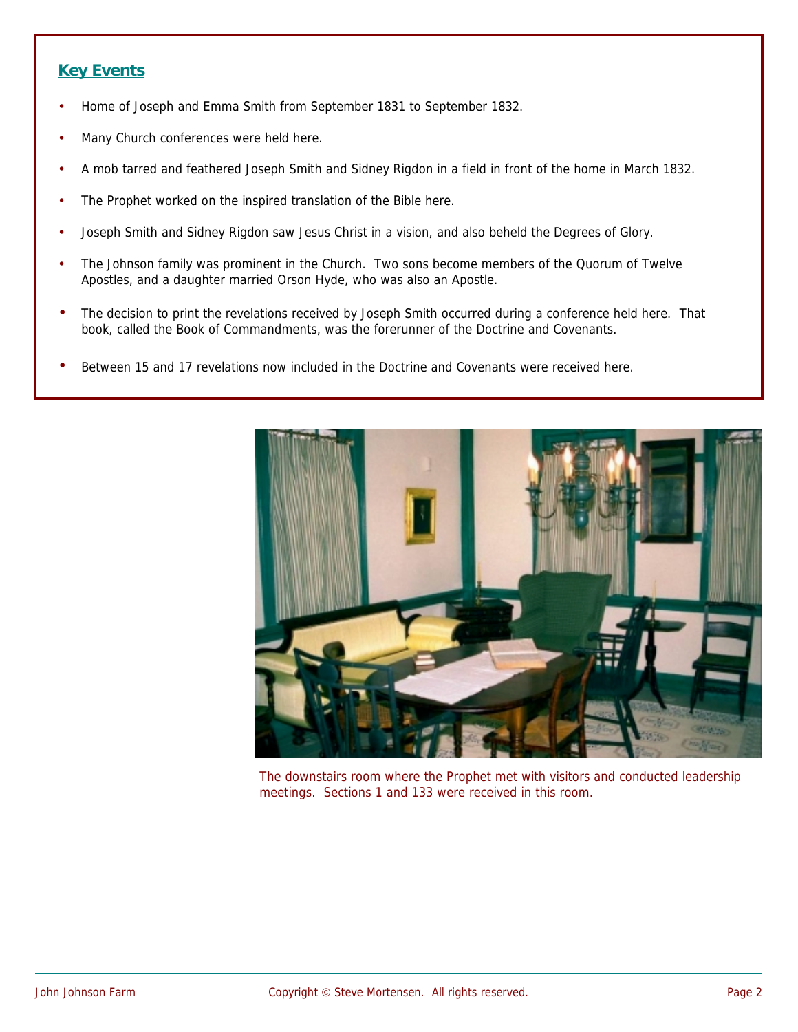## Key Events

- Home of Joseph and Emma Smith from September 1831 to September 1832.
- Many Church conferences were held here.
- A mob tarred and feathered Joseph Smith and Sidney Rigdon in a field in front of the home in March 1832.
- The Prophet worked on the inspired translation of the Bible here.
- Joseph Smith and Sidney Rigdon saw Jesus Christ in a vision, and also beheld the Degrees of Glory.
- The Johnson family was prominent in the Church. Two sons become members of the Quorum of Twelve Apostles, and a daughter married Orson Hyde, who was also an Apostle.
- The decision to print the revelations received by Joseph Smith occurred during a conference held here. That book, called the Book of Commandments, was the forerunner of the Doctrine and Covenants.
- Between 15 and 17 revelations now included in the Doctrine and Covenants were received here.

The downstairs room where the Prophet met with visitors and conducted leadership meetings. Sections 1 and 133 were received in this room.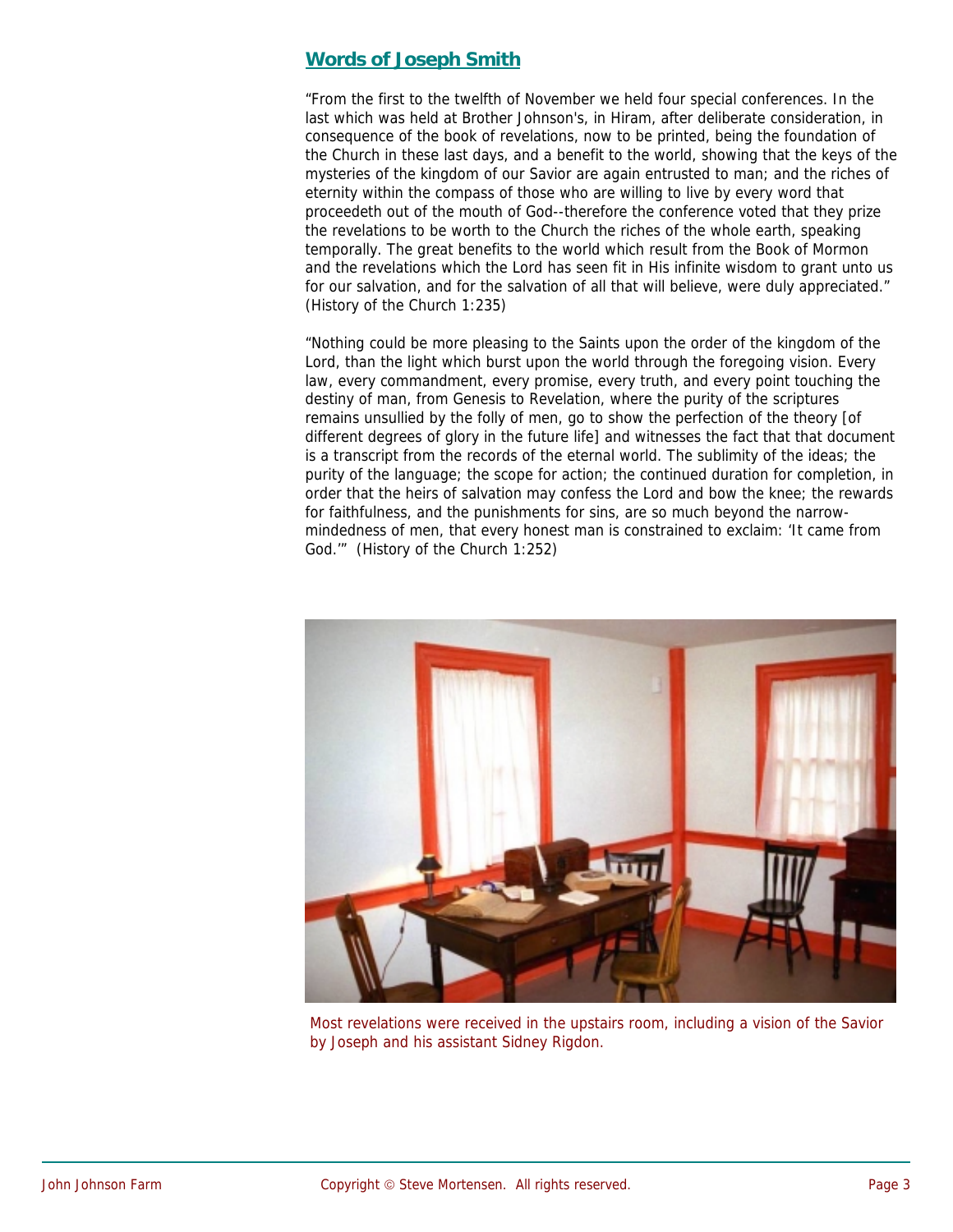## Words of Joseph Smith

"From the first to the twelfth of November we held four special conferences. In the last which was held at Brother Johnson's, in Hiram, after deliberate consideration, in consequence of the book of revelations, now to be printed, being the foundation of the Church in these last days, and a benefit to the world, showing that the keys of the mysteries of the kingdom of our Savior are again entrusted to man; and the riches of eternity within the compass of those who are willing to live by every word that proceedeth out of the mouth of God--therefore the conference voted that they prize the revelations to be worth to the Church the riches of the whole earth, speaking temporally. The great benefits to the world which result from the Book of Mormon and the revelations which the Lord has seen fit in His infinite wisdom to grant unto us for our salvation, and for the salvation of all that will believe, were duly appreciated." (History of the Church 1:235)

"Nothing could be more pleasing to the Saints upon the order of the kingdom of the Lord, than the light which burst upon the world through the foregoing vision. Every law, every commandment, every promise, every truth, and every point touching the destiny of man, from Genesis to Revelation, where the purity of the scriptures remains unsullied by the folly of men, go to show the perfection of the theory [of different degrees of glory in the future life] and witnesses the fact that that document is a transcript from the records of the eternal world. The sublimity of the ideas; the purity of the language; the scope for action; the continued duration for completion, in order that the heirs of salvation may confess the Lord and bow the knee; the rewards for faithfulness, and the punishments for sins, are so much beyond the narrow-mindedness of men, that every honest man is constrained to exclaim: 'It came from God.'" (History of the Church 1:252)

Most revelations were received in the upstairs room, including a vision of the Savior by Joseph and his assistant Sidney Rigdon.